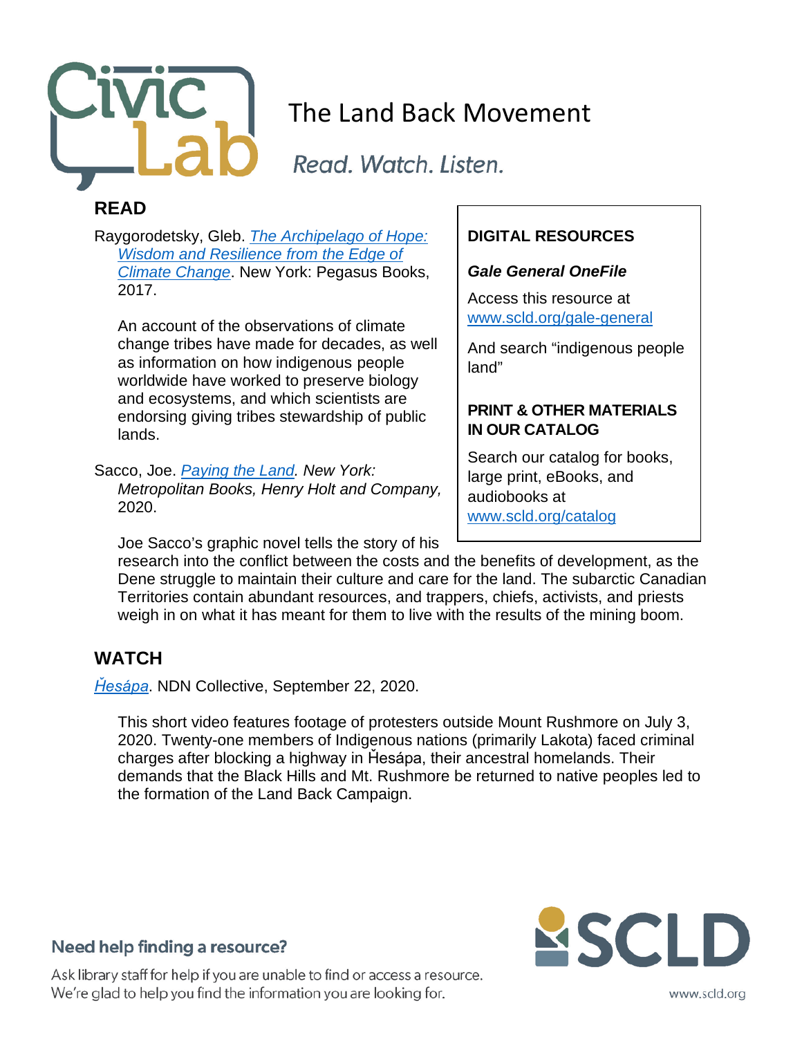# The Land Back Movement

*Read. Watch. Listen.*

## READ

Raygorodetsky, Gleb. *The Archipelago of Hope: Wisdom and Resilience from the Edge of Climate Change*. New York: Pegasus Books, 2017.

An account of the observations of climate change tribes have made for decades, as well as information on how indigenous people worldwide have worked to preserve biology and ecosystems, and which scientists are endorsing giving tribes stewardship of public lands.

Sacco, Joe. *Paying the Land. New York: Metropolitan Books, Henry Holt and Company,* 2020.

Joe Sacco's graphic novel tells the story of his research into the conflict between the costs and the benefits of development, as the Dene struggle to maintain their culture and care for the land. The subarctic Canadian Territories contain abundant resources, and trappers, chiefs, activists, and priests weigh in on what it has meant for them to live with the results of the mining boom.

## DIGITAL RESOURCES

***Gale General OneFile***

Access this resource at www.scld.org/gale-general

And search "indigenous people land"

## PRINT & OTHER MATERIALS IN OUR CATALOG

Search our catalog for books, large print, eBooks, and audiobooks at www.scld.org/catalog

## WATCH

*Ȟesápa*. NDN Collective, September 22, 2020.

This short video features footage of protesters outside Mount Rushmore on July 3, 2020. Twenty-one members of Indigenous nations (primarily Lakota) faced criminal charges after blocking a highway in Ȟesápa, their ancestral homelands. Their demands that the Black Hills and Mt. Rushmore be returned to native peoples led to the formation of the Land Back Campaign.

**Need help finding a resource?**

Ask library staff for help if you are unable to find or access a resource. We're glad to help you find the information you are looking for.

www.scld.org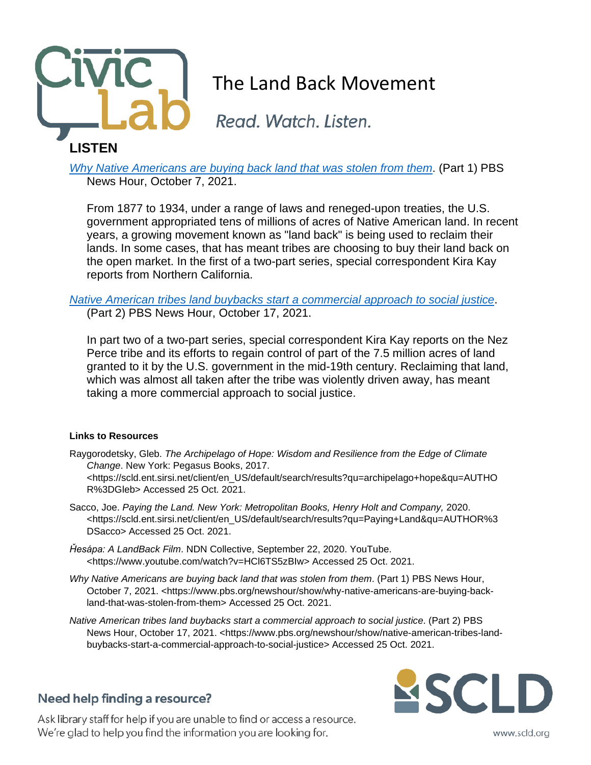# The Land Back Movement

*Read. Watch. Listen.*

## LISTEN

[Why Native Americans are buying back land that was stolen from them](https://www.pbs.org/newshour/show/why-native-americans-are-buying-back-land-that-was-stolen-from-them). (Part 1) PBS News Hour, October 7, 2021.

From 1877 to 1934, under a range of laws and reneged-upon treaties, the U.S. government appropriated tens of millions of acres of Native American land. In recent years, a growing movement known as "land back" is being used to reclaim their lands. In some cases, that has meant tribes are choosing to buy their land back on the open market. In the first of a two-part series, special correspondent Kira Kay reports from Northern California.

[Native American tribes land buybacks start a commercial approach to social justice](https://www.pbs.org/newshour/show/native-american-tribes-land-buybacks-start-a-commercial-approach-to-social-justice). (Part 2) PBS News Hour, October 17, 2021.

In part two of a two-part series, special correspondent Kira Kay reports on the Nez Perce tribe and its efforts to regain control of part of the 7.5 million acres of land granted to it by the U.S. government in the mid-19th century. Reclaiming that land, which was almost all taken after the tribe was violently driven away, has meant taking a more commercial approach to social justice.

### Links to Resources

Raygorodetsky, Gleb. *The Archipelago of Hope: Wisdom and Resilience from the Edge of Climate Change*. New York: Pegasus Books, 2017. <https://scld.ent.sirsi.net/client/en_US/default/search/results?qu=archipelago+hope&qu=AUTHOR%3DGleb> Accessed 25 Oct. 2021.

Sacco, Joe. *Paying the Land. New York: Metropolitan Books, Henry Holt and Company,* 2020. <https://scld.ent.sirsi.net/client/en_US/default/search/results?qu=Paying+Land&qu=AUTHOR%3DSacco> Accessed 25 Oct. 2021.

*Ȟesápa: A LandBack Film*. NDN Collective, September 22, 2020. YouTube. <https://www.youtube.com/watch?v=HCl6TS5zBIw> Accessed 25 Oct. 2021.

*Why Native Americans are buying back land that was stolen from them*. (Part 1) PBS News Hour, October 7, 2021. <https://www.pbs.org/newshour/show/why-native-americans-are-buying-back-land-that-was-stolen-from-them> Accessed 25 Oct. 2021.

*Native American tribes land buybacks start a commercial approach to social justice*. (Part 2) PBS News Hour, October 17, 2021. <https://www.pbs.org/newshour/show/native-american-tribes-land-buybacks-start-a-commercial-approach-to-social-justice> Accessed 25 Oct. 2021.

## Need help finding a resource?

Ask library staff for help if you are unable to find or access a resource. We're glad to help you find the information you are looking for.

SCLD

www.scld.org